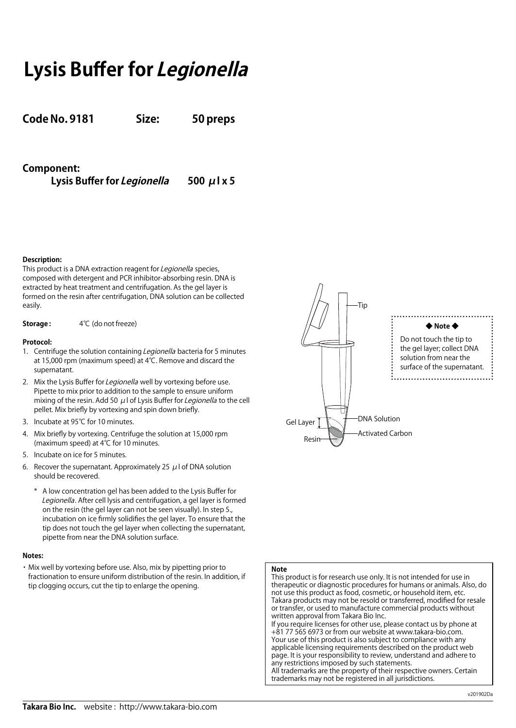# Lysis Buffer for *Legionella*

**Code No. 9181  Size: 50 preps**

**Component:**

**Lysis Buffer for *Legionella*  500 μl x 5**

**Description:**

This product is a DNA extraction reagent for *Legionella* species, composed with detergent and PCR inhibitor-absorbing resin. DNA is extracted by heat treatment and centrifugation. As the gel layer is formed on the resin after centrifugation, DNA solution can be collected easily.

**Storage :** 4℃ (do not freeze)

**Protocol:**

1. Centrifuge the solution containing *Legionella* bacteria for 5 minutes at 15,000 rpm (maximum speed) at 4℃. Remove and discard the supernatant.
2. Mix the Lysis Buffer for *Legionella* well by vortexing before use. Pipette to mix prior to addition to the sample to ensure uniform mixing of the resin. Add 50 μl of Lysis Buffer for *Legionella* to the cell pellet. Mix briefly by vortexing and spin down briefly.
3. Incubate at 95℃ for 10 minutes.
4. Mix briefly by vortexing. Centrifuge the solution at 15,000 rpm (maximum speed) at 4℃ for 10 minutes.
5. Incubate on ice for 5 minutes.
6. Recover the supernatant. Approximately 25 μl of DNA solution should be recovered.

   \* A low concentration gel has been added to the Lysis Buffer for *Legionella*. After cell lysis and centrifugation, a gel layer is formed on the resin (the gel layer can not be seen visually). In step 5., incubation on ice firmly solidifies the gel layer. To ensure that the tip does not touch the gel layer when collecting the supernatant, pipette from near the DNA solution surface.

Tip

Gel Layer

Resin

DNA Solution

Activated Carbon

◆ **Note** ◆

Do not touch the tip to the gel layer; collect DNA solution from near the surface of the supernatant.

**Notes:**

- Mix well by vortexing before use. Also, mix by pipetting prior to fractionation to ensure uniform distribution of the resin. In addition, if tip clogging occurs, cut the tip to enlarge the opening.

**Note**

This product is for research use only. It is not intended for use in therapeutic or diagnostic procedures for humans or animals. Also, do not use this product as food, cosmetic, or household item, etc.
Takara products may not be resold or transferred, modified for resale or transfer, or used to manufacture commercial products without written approval from Takara Bio Inc.
If you require licenses for other use, please contact us by phone at +81 77 565 6973 or from our website at www.takara-bio.com.
Your use of this product is also subject to compliance with any applicable licensing requirements described on the product web page. It is your responsibility to review, understand and adhere to any restrictions imposed by such statements.
All trademarks are the property of their respective owners. Certain trademarks may not be registered in all jurisdictions.

v201902Da

**Takara Bio Inc.** website : http://www.takara-bio.com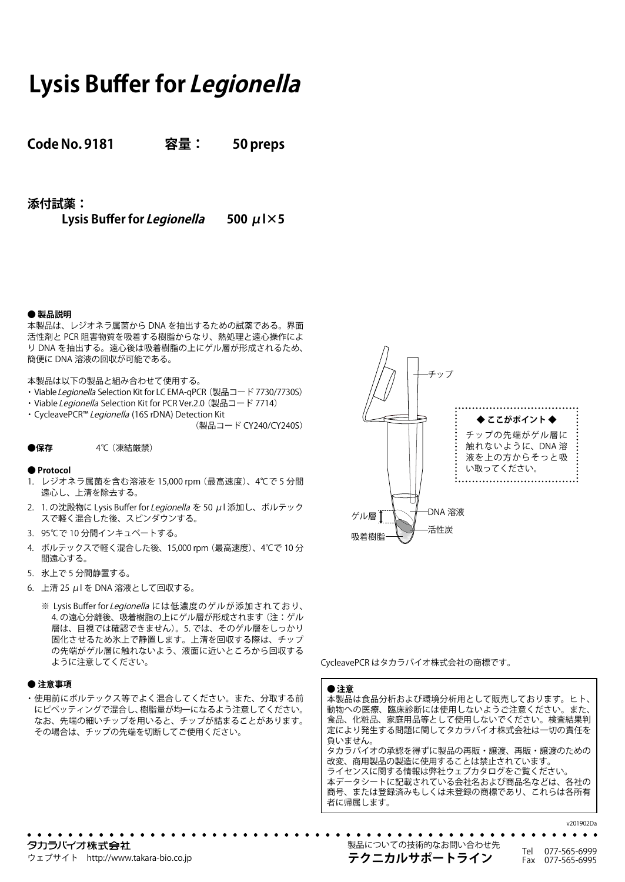# Lysis Buffer for *Legionella*

**Code No. 9181　　　容量：　50 preps**

**添付試薬：**

**Lysis Buffer for *Legionella*　　500 μl×5**

**● 製品説明**

本製品は、レジオネラ属菌から DNA を抽出するための試薬である。界面活性剤と PCR 阻害物質を吸着する樹脂からなり、熱処理と遠心操作により DNA を抽出する。遠心後は吸着樹脂の上にゲル層が形成されるため、簡便に DNA 溶液の回収が可能である。

本製品は以下の製品と組み合わせて使用する。

- Viable *Legionella* Selection Kit for LC EMA-qPCR（製品コード 7730/7730S）
- Viable *Legionella* Selection Kit for PCR Ver.2.0（製品コード 7714）
- CycleavePCR™ *Legionella* (16S rDNA) Detection Kit（製品コード CY240/CY240S）

**●保存**　　4℃（凍結厳禁）

**● Protocol**

1. レジオネラ属菌を含む溶液を 15,000 rpm（最高速度）、4℃で 5 分間遠心し、上清を除去する。
2. 1. の沈殿物に Lysis Buffer for *Legionella* を 50 μl 添加し、ボルテックスで軽く混合した後、スピンダウンする。
3. 95℃で 10 分間インキュベートする。
4. ボルテックスで軽く混合した後、15,000 rpm（最高速度）、4℃で 10 分間遠心する。
5. 氷上で 5 分間静置する。
6. 上清 25 μl を DNA 溶液として回収する。

※ Lysis Buffer for *Legionella* には低濃度のゲルが添加されており、4. の遠心分離後、吸着樹脂の上にゲル層が形成されます（注：ゲル層は、目視では確認できません）。5. では、そのゲル層をしっかり固化させるため氷上で静置します。上清を回収する際は、チップの先端がゲル層に触れないよう、液面に近いところから回収するように注意してください。

チップ

◆ ここがポイント ◆

チップの先端がゲル層に触れないように、DNA 溶液を上の方からそっと吸い取ってください。

ゲル層

DNA 溶液

活性炭

吸着樹脂

**● 注意事項**

- 使用前にボルテックス等でよく混合してください。また、分取する前にピペッティングで混合し、樹脂量が均一になるよう注意してください。なお、先端の細いチップを用いると、チップが詰まることがあります。その場合は、チップの先端を切断してご使用ください。

CycleavePCR はタカラバイオ株式会社の商標です。

**● 注意**

本製品は食品分析および環境分析用として販売しております。ヒト、動物への医療、臨床診断には使用しないようご注意ください。また、食品、化粧品、家庭用品等として使用しないでください。検査結果判定により発生する問題に関してタカラバイオ株式会社は一切の責任を負いません。

タカラバイオの承認を得ずに製品の再販・譲渡、再販・譲渡のための改変、商用製品の製造に使用することは禁止されています。

ライセンスに関する情報は弊社ウェブカタログをご覧ください。

本データシートに記載されている会社名および商品名などは、各社の商号、または登録済みもしくは未登録の商標であり、これらは各所有者に帰属します。

v201902Da

タカラバイオ株式会社
ウェブサイト　http://www.takara-bio.co.jp

製品についての技術的なお問い合わせ先
テクニカルサポートライン　Tel 077-565-6999　Fax 077-565-6995